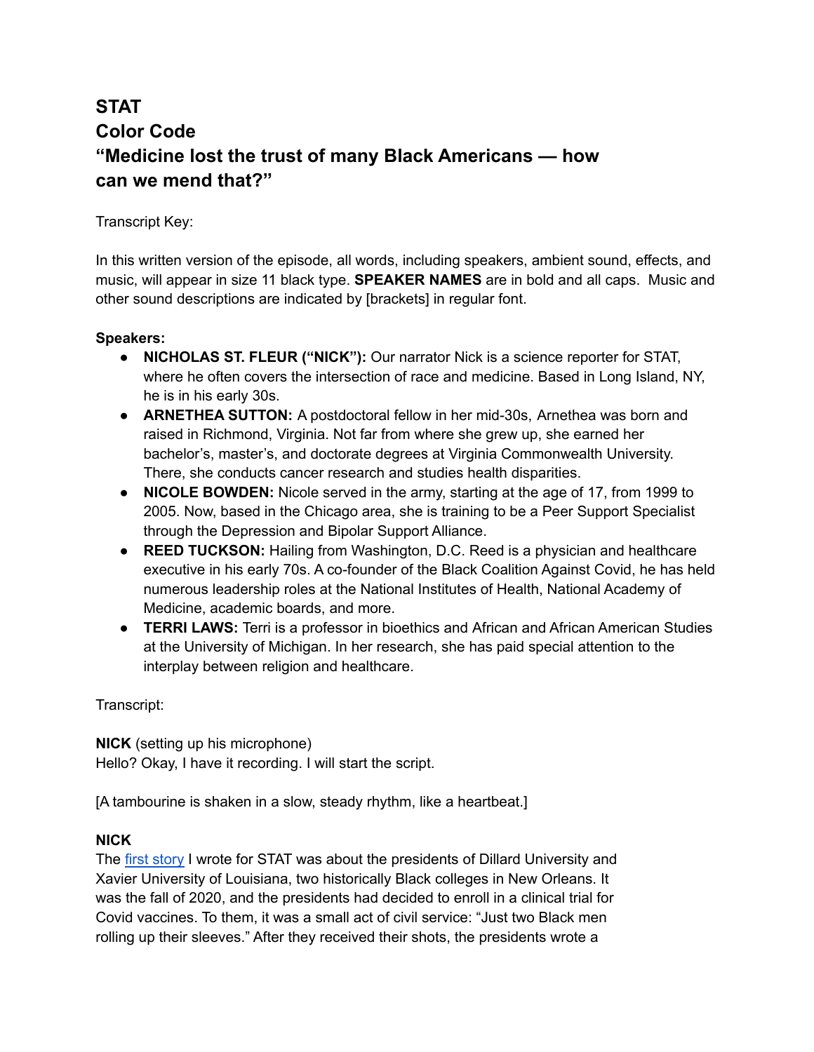# STAT
# Color Code
# "Medicine lost the trust of many Black Americans — how can we mend that?"

Transcript Key:

In this written version of the episode, all words, including speakers, ambient sound, effects, and music, will appear in size 11 black type. **SPEAKER NAMES** are in bold and all caps. Music and other sound descriptions are indicated by [brackets] in regular font.

**Speakers:**

- **NICHOLAS ST. FLEUR ("NICK"):** Our narrator Nick is a science reporter for STAT, where he often covers the intersection of race and medicine. Based in Long Island, NY, he is in his early 30s.
- **ARNETHEA SUTTON:** A postdoctoral fellow in her mid-30s, Arnethea was born and raised in Richmond, Virginia. Not far from where she grew up, she earned her bachelor's, master's, and doctorate degrees at Virginia Commonwealth University. There, she conducts cancer research and studies health disparities.
- **NICOLE BOWDEN:** Nicole served in the army, starting at the age of 17, from 1999 to 2005. Now, based in the Chicago area, she is training to be a Peer Support Specialist through the Depression and Bipolar Support Alliance.
- **REED TUCKSON:** Hailing from Washington, D.C. Reed is a physician and healthcare executive in his early 70s. A co-founder of the Black Coalition Against Covid, he has held numerous leadership roles at the National Institutes of Health, National Academy of Medicine, academic boards, and more.
- **TERRI LAWS:** Terri is a professor in bioethics and African and African American Studies at the University of Michigan. In her research, she has paid special attention to the interplay between religion and healthcare.

Transcript:

**NICK** (setting up his microphone)
Hello? Okay, I have it recording. I will start the script.

[A tambourine is shaken in a slow, steady rhythm, like a heartbeat.]

**NICK**
The first story I wrote for STAT was about the presidents of Dillard University and Xavier University of Louisiana, two historically Black colleges in New Orleans. It was the fall of 2020, and the presidents had decided to enroll in a clinical trial for Covid vaccines. To them, it was a small act of civil service: "Just two Black men rolling up their sleeves." After they received their shots, the presidents wrote a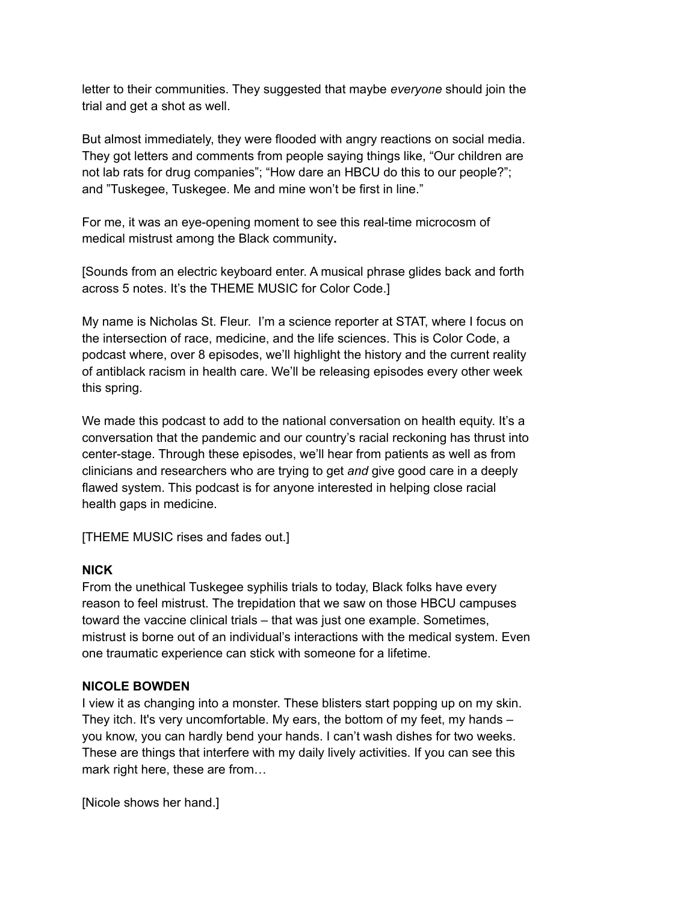letter to their communities. They suggested that maybe *everyone* should join the trial and get a shot as well.

But almost immediately, they were flooded with angry reactions on social media. They got letters and comments from people saying things like, "Our children are not lab rats for drug companies"; "How dare an HBCU do this to our people?"; and "Tuskegee, Tuskegee. Me and mine won't be first in line."

For me, it was an eye-opening moment to see this real-time microcosm of medical mistrust among the Black community**.**

[Sounds from an electric keyboard enter. A musical phrase glides back and forth across 5 notes. It's the THEME MUSIC for Color Code.]

My name is Nicholas St. Fleur. I'm a science reporter at STAT, where I focus on the intersection of race, medicine, and the life sciences. This is Color Code, a podcast where, over 8 episodes, we'll highlight the history and the current reality of antiblack racism in health care. We'll be releasing episodes every other week this spring.

We made this podcast to add to the national conversation on health equity. It's a conversation that the pandemic and our country's racial reckoning has thrust into center-stage. Through these episodes, we'll hear from patients as well as from clinicians and researchers who are trying to get *and* give good care in a deeply flawed system. This podcast is for anyone interested in helping close racial health gaps in medicine.

[THEME MUSIC rises and fades out.]

**NICK**
From the unethical Tuskegee syphilis trials to today, Black folks have every reason to feel mistrust. The trepidation that we saw on those HBCU campuses toward the vaccine clinical trials – that was just one example. Sometimes, mistrust is borne out of an individual's interactions with the medical system. Even one traumatic experience can stick with someone for a lifetime.

**NICOLE BOWDEN**
I view it as changing into a monster. These blisters start popping up on my skin. They itch. It's very uncomfortable. My ears, the bottom of my feet, my hands – you know, you can hardly bend your hands. I can't wash dishes for two weeks. These are things that interfere with my daily lively activities. If you can see this mark right here, these are from…

[Nicole shows her hand.]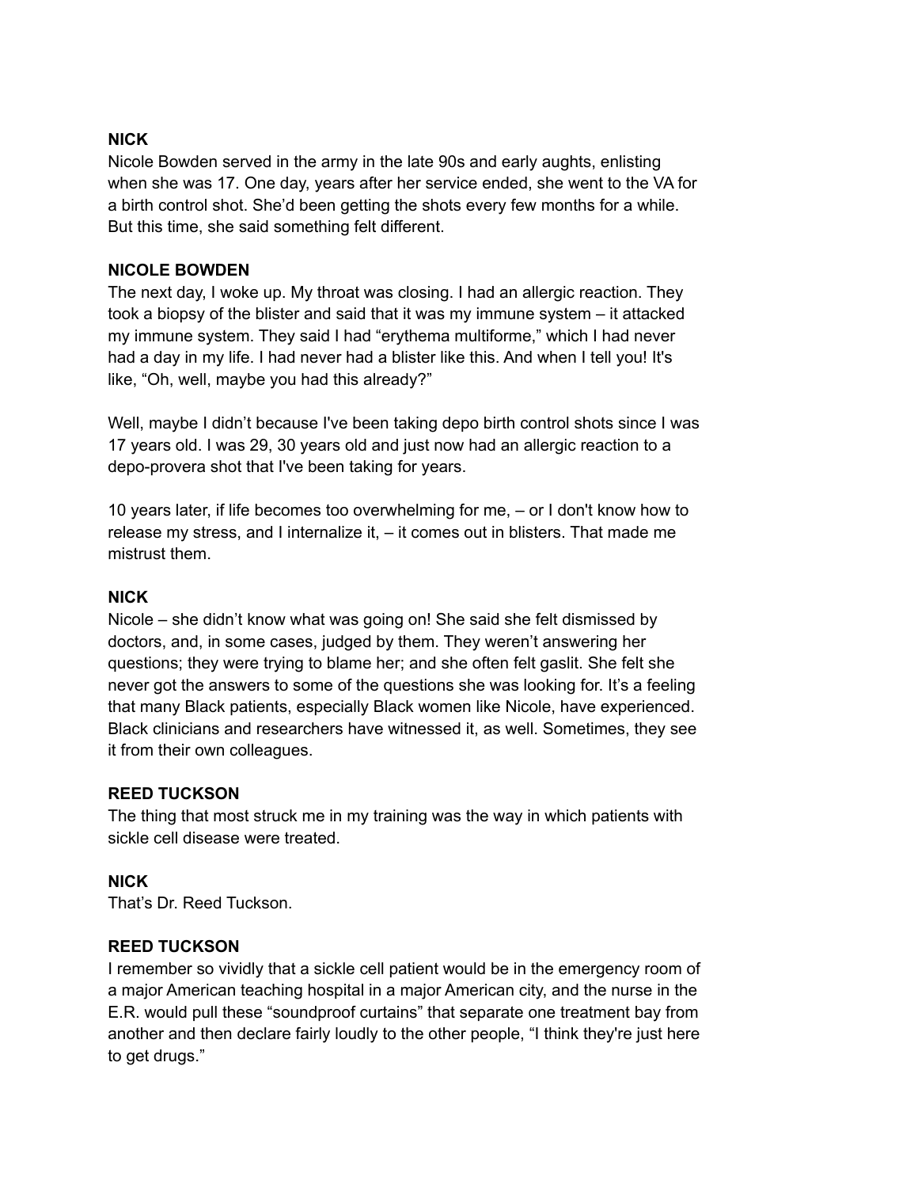**NICK**

Nicole Bowden served in the army in the late 90s and early aughts, enlisting when she was 17. One day, years after her service ended, she went to the VA for a birth control shot. She'd been getting the shots every few months for a while. But this time, she said something felt different.

**NICOLE BOWDEN**

The next day, I woke up. My throat was closing. I had an allergic reaction. They took a biopsy of the blister and said that it was my immune system – it attacked my immune system. They said I had "erythema multiforme," which I had never had a day in my life. I had never had a blister like this. And when I tell you! It's like, "Oh, well, maybe you had this already?"

Well, maybe I didn't because I've been taking depo birth control shots since I was 17 years old. I was 29, 30 years old and just now had an allergic reaction to a depo-provera shot that I've been taking for years.

10 years later, if life becomes too overwhelming for me, – or I don't know how to release my stress, and I internalize it, – it comes out in blisters. That made me mistrust them.

**NICK**

Nicole – she didn't know what was going on! She said she felt dismissed by doctors, and, in some cases, judged by them. They weren't answering her questions; they were trying to blame her; and she often felt gaslit. She felt she never got the answers to some of the questions she was looking for. It's a feeling that many Black patients, especially Black women like Nicole, have experienced. Black clinicians and researchers have witnessed it, as well. Sometimes, they see it from their own colleagues.

**REED TUCKSON**

The thing that most struck me in my training was the way in which patients with sickle cell disease were treated.

**NICK**

That's Dr. Reed Tuckson.

**REED TUCKSON**

I remember so vividly that a sickle cell patient would be in the emergency room of a major American teaching hospital in a major American city, and the nurse in the E.R. would pull these "soundproof curtains" that separate one treatment bay from another and then declare fairly loudly to the other people, "I think they're just here to get drugs."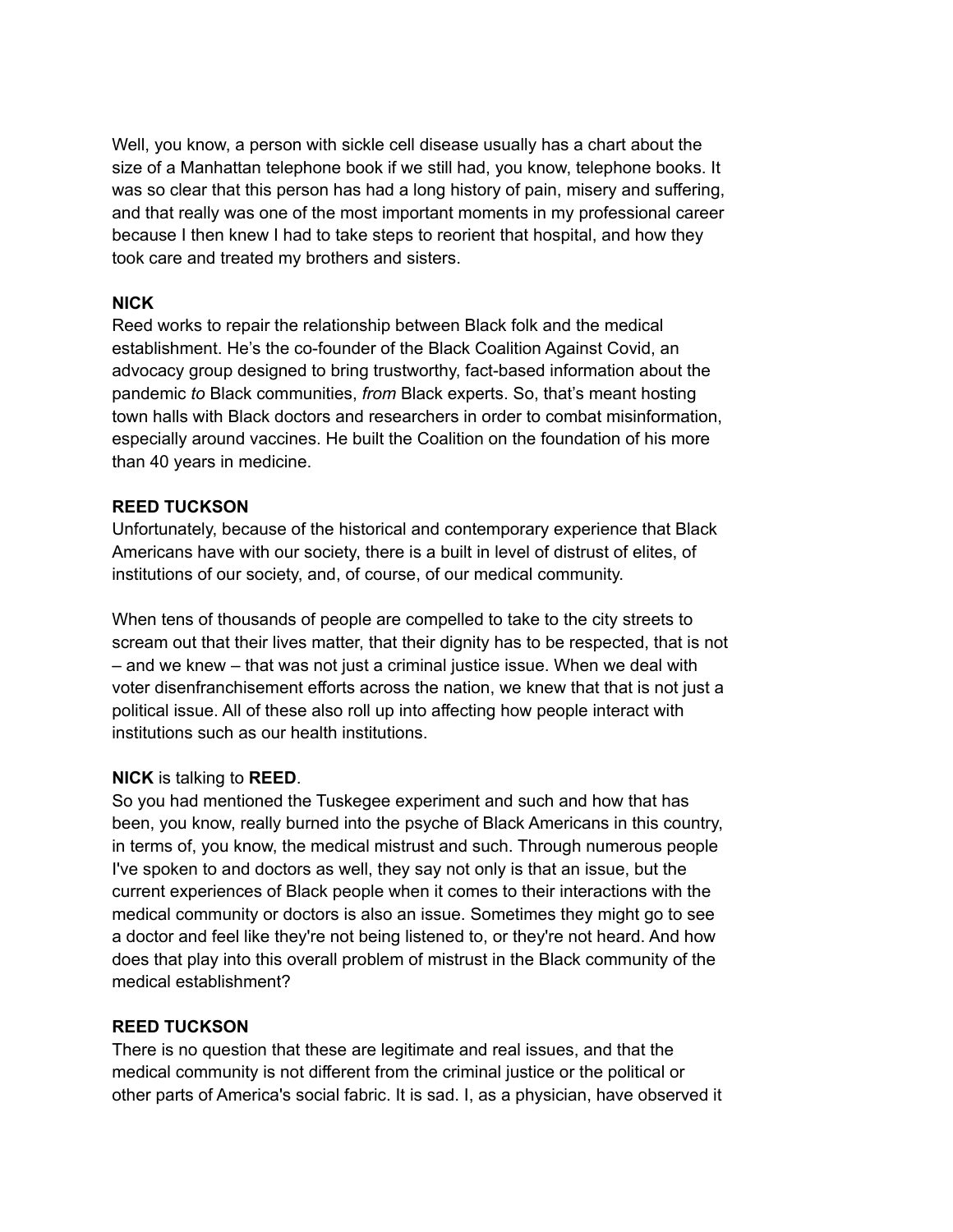Well, you know, a person with sickle cell disease usually has a chart about the size of a Manhattan telephone book if we still had, you know, telephone books. It was so clear that this person has had a long history of pain, misery and suffering, and that really was one of the most important moments in my professional career because I then knew I had to take steps to reorient that hospital, and how they took care and treated my brothers and sisters.

**NICK**
Reed works to repair the relationship between Black folk and the medical establishment. He's the co-founder of the Black Coalition Against Covid, an advocacy group designed to bring trustworthy, fact-based information about the pandemic *to* Black communities, *from* Black experts. So, that's meant hosting town halls with Black doctors and researchers in order to combat misinformation, especially around vaccines. He built the Coalition on the foundation of his more than 40 years in medicine.

**REED TUCKSON**
Unfortunately, because of the historical and contemporary experience that Black Americans have with our society, there is a built in level of distrust of elites, of institutions of our society, and, of course, of our medical community.

When tens of thousands of people are compelled to take to the city streets to scream out that their lives matter, that their dignity has to be respected, that is not – and we knew – that was not just a criminal justice issue. When we deal with voter disenfranchisement efforts across the nation, we knew that that is not just a political issue. All of these also roll up into affecting how people interact with institutions such as our health institutions.

**NICK** is talking to **REED**.
So you had mentioned the Tuskegee experiment and such and how that has been, you know, really burned into the psyche of Black Americans in this country, in terms of, you know, the medical mistrust and such. Through numerous people I've spoken to and doctors as well, they say not only is that an issue, but the current experiences of Black people when it comes to their interactions with the medical community or doctors is also an issue. Sometimes they might go to see a doctor and feel like they're not being listened to, or they're not heard. And how does that play into this overall problem of mistrust in the Black community of the medical establishment?

**REED TUCKSON**
There is no question that these are legitimate and real issues, and that the medical community is not different from the criminal justice or the political or other parts of America's social fabric. It is sad. I, as a physician, have observed it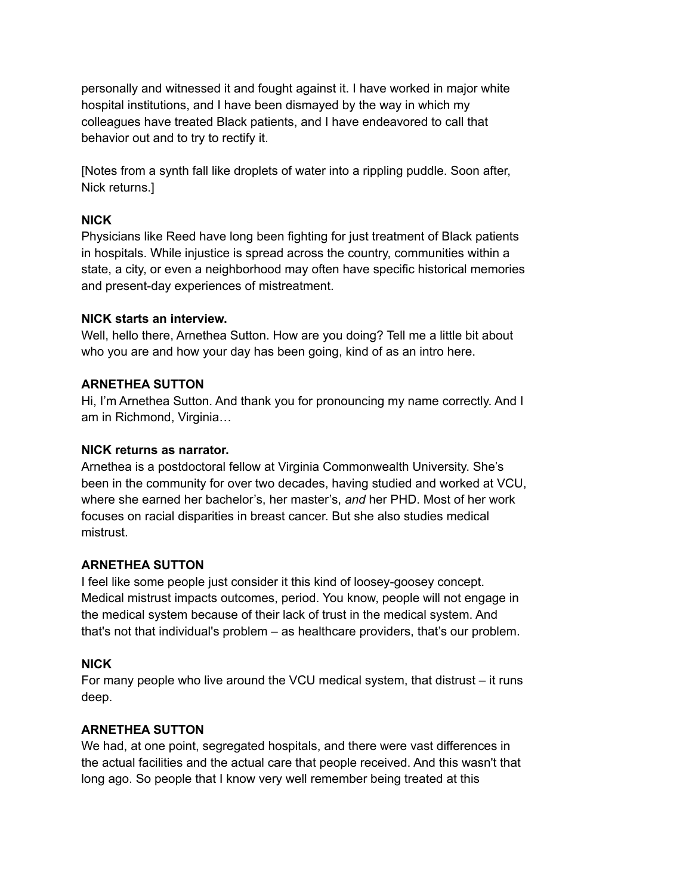personally and witnessed it and fought against it. I have worked in major white hospital institutions, and I have been dismayed by the way in which my colleagues have treated Black patients, and I have endeavored to call that behavior out and to try to rectify it.

[Notes from a synth fall like droplets of water into a rippling puddle. Soon after, Nick returns.]

**NICK**
Physicians like Reed have long been fighting for just treatment of Black patients in hospitals. While injustice is spread across the country, communities within a state, a city, or even a neighborhood may often have specific historical memories and present-day experiences of mistreatment.

**NICK starts an interview.**
Well, hello there, Arnethea Sutton. How are you doing? Tell me a little bit about who you are and how your day has been going, kind of as an intro here.

**ARNETHEA SUTTON**
Hi, I'm Arnethea Sutton. And thank you for pronouncing my name correctly. And I am in Richmond, Virginia…

**NICK returns as narrator.**
Arnethea is a postdoctoral fellow at Virginia Commonwealth University. She's been in the community for over two decades, having studied and worked at VCU, where she earned her bachelor's, her master's, *and* her PHD. Most of her work focuses on racial disparities in breast cancer. But she also studies medical mistrust.

**ARNETHEA SUTTON**
I feel like some people just consider it this kind of loosey-goosey concept. Medical mistrust impacts outcomes, period. You know, people will not engage in the medical system because of their lack of trust in the medical system. And that's not that individual's problem – as healthcare providers, that's our problem.

**NICK**
For many people who live around the VCU medical system, that distrust – it runs deep.

**ARNETHEA SUTTON**
We had, at one point, segregated hospitals, and there were vast differences in the actual facilities and the actual care that people received. And this wasn't that long ago. So people that I know very well remember being treated at this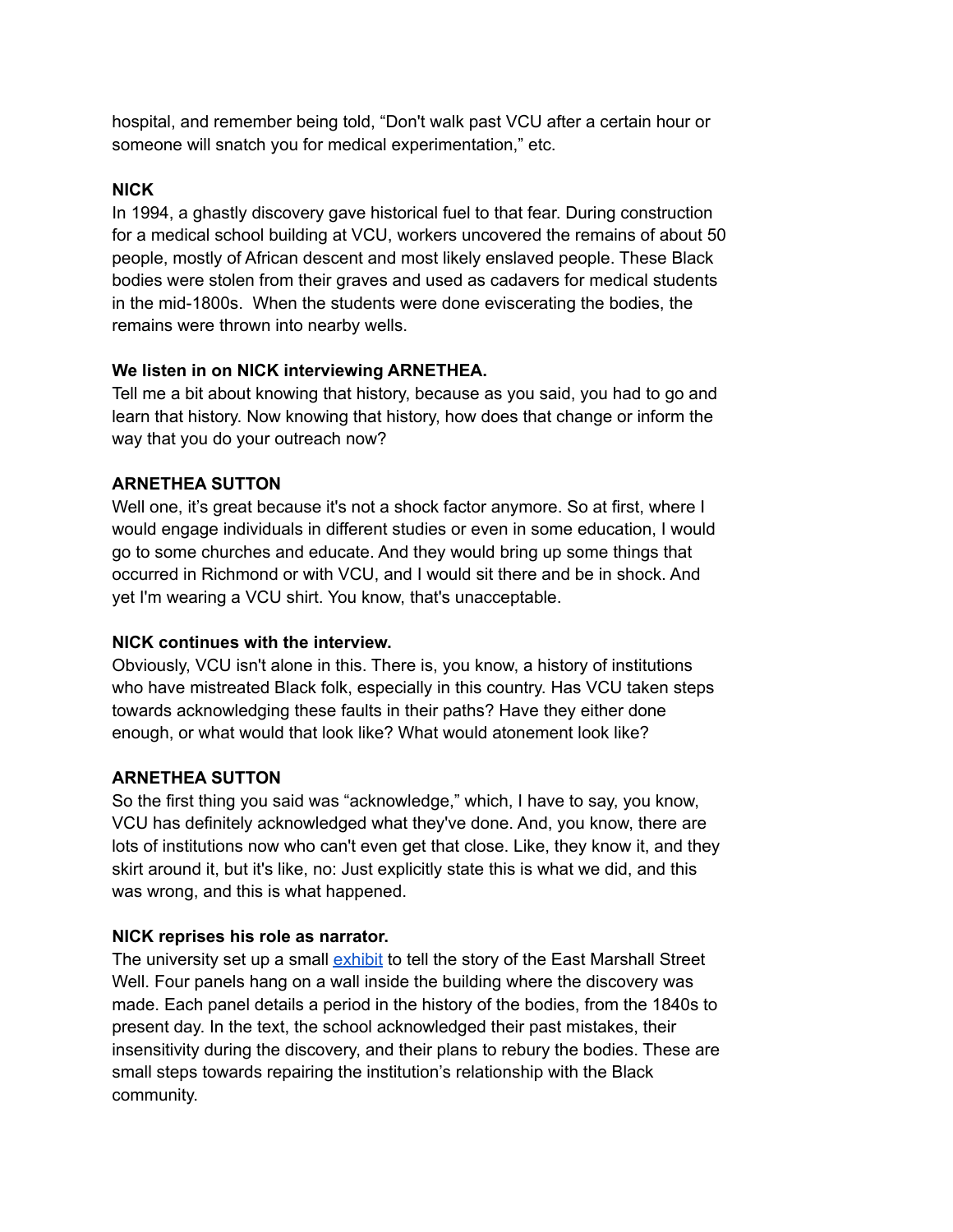hospital, and remember being told, “Don't walk past VCU after a certain hour or someone will snatch you for medical experimentation,” etc.

**NICK**
In 1994, a ghastly discovery gave historical fuel to that fear. During construction for a medical school building at VCU, workers uncovered the remains of about 50 people, mostly of African descent and most likely enslaved people. These Black bodies were stolen from their graves and used as cadavers for medical students in the mid-1800s. When the students were done eviscerating the bodies, the remains were thrown into nearby wells.

**We listen in on NICK interviewing ARNETHEA.**
Tell me a bit about knowing that history, because as you said, you had to go and learn that history. Now knowing that history, how does that change or inform the way that you do your outreach now?

**ARNETHEA SUTTON**
Well one, it’s great because it's not a shock factor anymore. So at first, where I would engage individuals in different studies or even in some education, I would go to some churches and educate. And they would bring up some things that occurred in Richmond or with VCU, and I would sit there and be in shock. And yet I'm wearing a VCU shirt. You know, that's unacceptable.

**NICK continues with the interview.**
Obviously, VCU isn't alone in this. There is, you know, a history of institutions who have mistreated Black folk, especially in this country. Has VCU taken steps towards acknowledging these faults in their paths? Have they either done enough, or what would that look like? What would atonement look like?

**ARNETHEA SUTTON**
So the first thing you said was “acknowledge,” which, I have to say, you know, VCU has definitely acknowledged what they've done. And, you know, there are lots of institutions now who can't even get that close. Like, they know it, and they skirt around it, but it's like, no: Just explicitly state this is what we did, and this was wrong, and this is what happened.

**NICK reprises his role as narrator.**
The university set up a small exhibit to tell the story of the East Marshall Street Well. Four panels hang on a wall inside the building where the discovery was made. Each panel details a period in the history of the bodies, from the 1840s to present day. In the text, the school acknowledged their past mistakes, their insensitivity during the discovery, and their plans to rebury the bodies. These are small steps towards repairing the institution’s relationship with the Black community.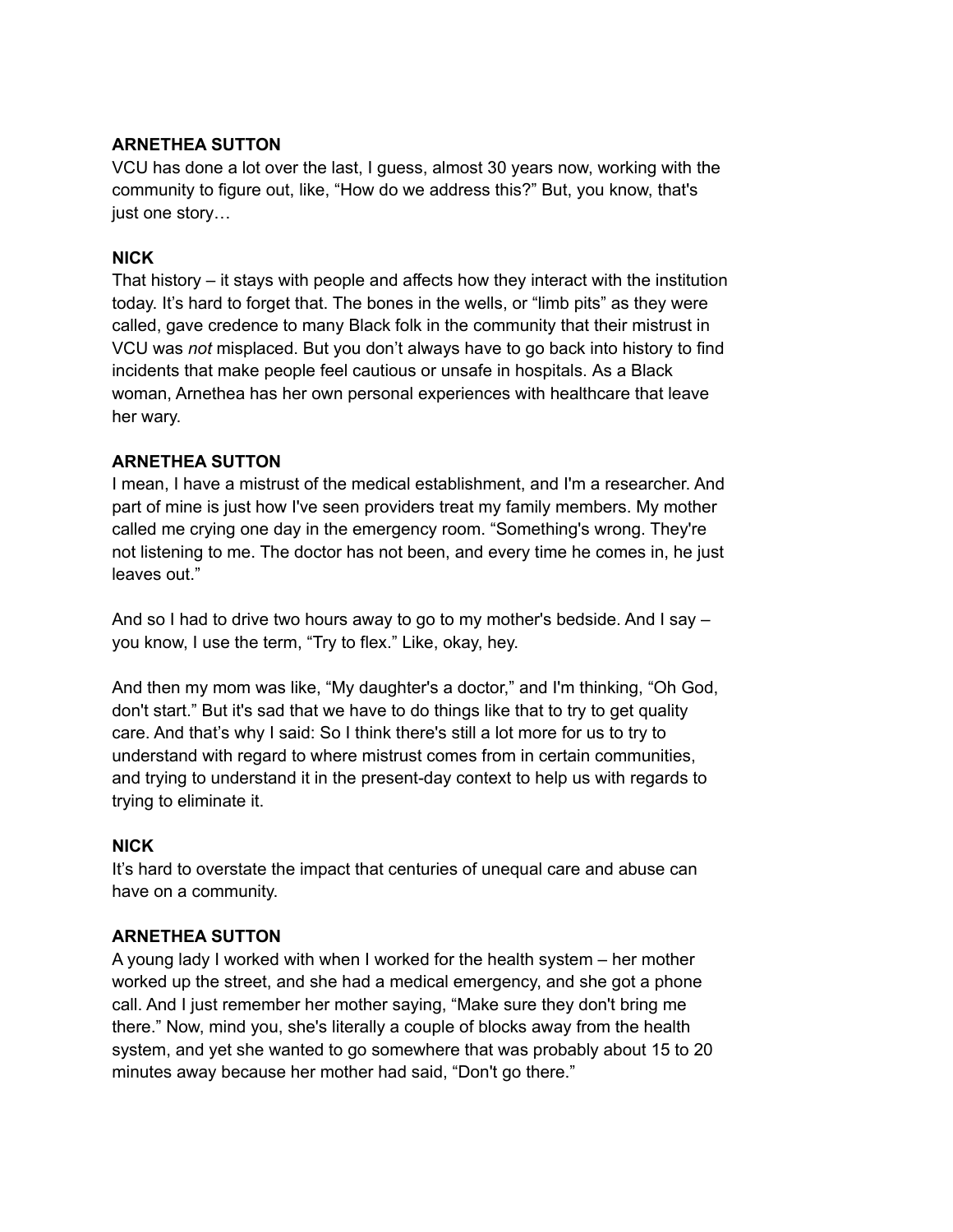**ARNETHEA SUTTON**
VCU has done a lot over the last, I guess, almost 30 years now, working with the community to figure out, like, "How do we address this?" But, you know, that's just one story…

**NICK**
That history – it stays with people and affects how they interact with the institution today. It's hard to forget that. The bones in the wells, or "limb pits" as they were called, gave credence to many Black folk in the community that their mistrust in VCU was *not* misplaced. But you don't always have to go back into history to find incidents that make people feel cautious or unsafe in hospitals. As a Black woman, Arnethea has her own personal experiences with healthcare that leave her wary.

**ARNETHEA SUTTON**
I mean, I have a mistrust of the medical establishment, and I'm a researcher. And part of mine is just how I've seen providers treat my family members. My mother called me crying one day in the emergency room. "Something's wrong. They're not listening to me. The doctor has not been, and every time he comes in, he just leaves out."

And so I had to drive two hours away to go to my mother's bedside. And I say – you know, I use the term, "Try to flex." Like, okay, hey.

And then my mom was like, "My daughter's a doctor," and I'm thinking, "Oh God, don't start." But it's sad that we have to do things like that to try to get quality care. And that's why I said: So I think there's still a lot more for us to try to understand with regard to where mistrust comes from in certain communities, and trying to understand it in the present-day context to help us with regards to trying to eliminate it.

**NICK**
It's hard to overstate the impact that centuries of unequal care and abuse can have on a community.

**ARNETHEA SUTTON**
A young lady I worked with when I worked for the health system – her mother worked up the street, and she had a medical emergency, and she got a phone call. And I just remember her mother saying, "Make sure they don't bring me there." Now, mind you, she's literally a couple of blocks away from the health system, and yet she wanted to go somewhere that was probably about 15 to 20 minutes away because her mother had said, "Don't go there."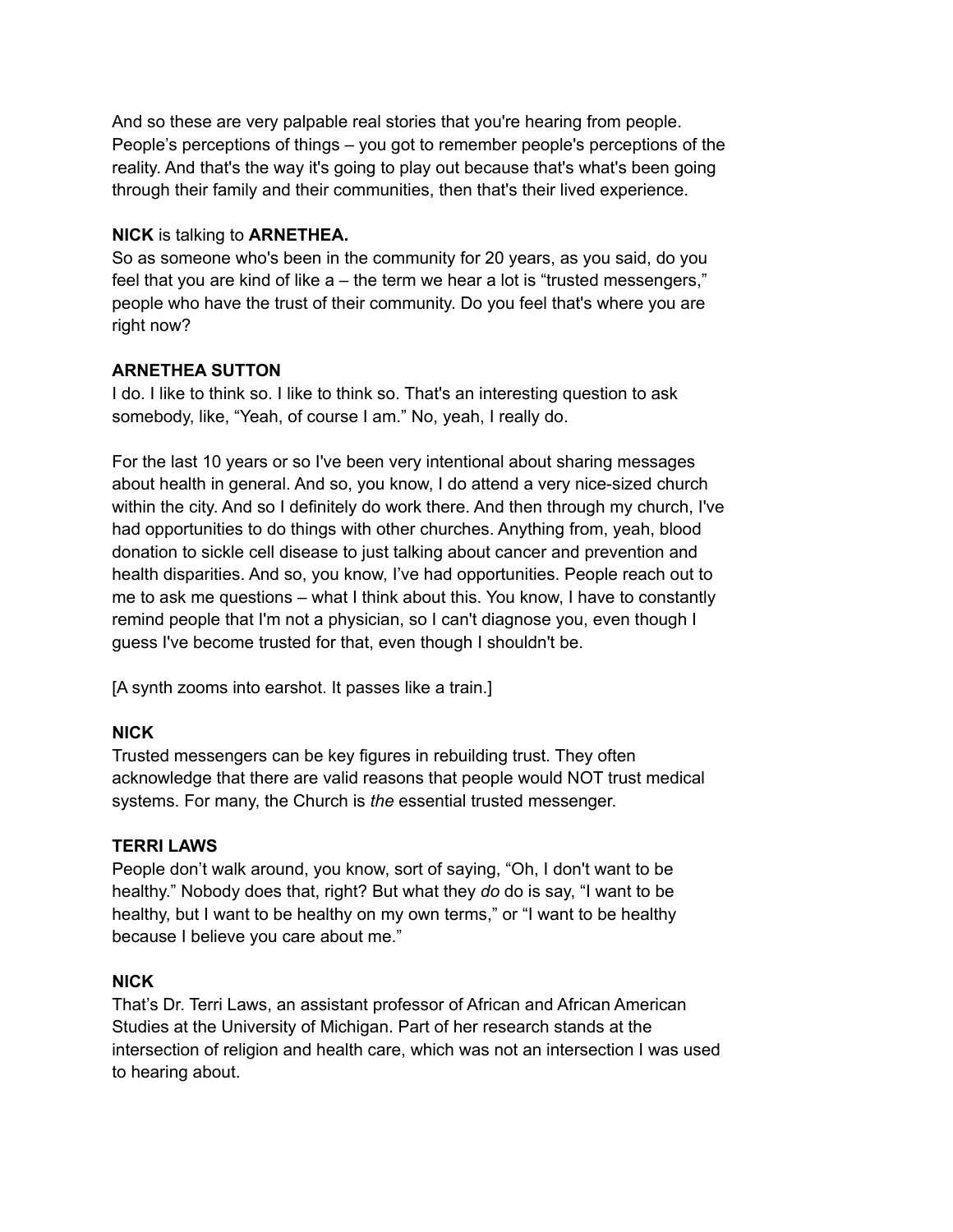And so these are very palpable real stories that you're hearing from people. People's perceptions of things – you got to remember people's perceptions of the reality. And that's the way it's going to play out because that's what's been going through their family and their communities, then that's their lived experience.

**NICK** is talking to **ARNETHEA.**
So as someone who's been in the community for 20 years, as you said, do you feel that you are kind of like a – the term we hear a lot is "trusted messengers," people who have the trust of their community. Do you feel that's where you are right now?

**ARNETHEA SUTTON**
I do. I like to think so. I like to think so. That's an interesting question to ask somebody, like, "Yeah, of course I am." No, yeah, I really do.

For the last 10 years or so I've been very intentional about sharing messages about health in general. And so, you know, I do attend a very nice-sized church within the city. And so I definitely do work there. And then through my church, I've had opportunities to do things with other churches. Anything from, yeah, blood donation to sickle cell disease to just talking about cancer and prevention and health disparities. And so, you know, I've had opportunities. People reach out to me to ask me questions – what I think about this. You know, I have to constantly remind people that I'm not a physician, so I can't diagnose you, even though I guess I've become trusted for that, even though I shouldn't be.

[A synth zooms into earshot. It passes like a train.]

**NICK**
Trusted messengers can be key figures in rebuilding trust. They often acknowledge that there are valid reasons that people would NOT trust medical systems. For many, the Church is *the* essential trusted messenger.

**TERRI LAWS**
People don't walk around, you know, sort of saying, "Oh, I don't want to be healthy." Nobody does that, right? But what they *do* do is say, "I want to be healthy, but I want to be healthy on my own terms," or "I want to be healthy because I believe you care about me."

**NICK**
That's Dr. Terri Laws, an assistant professor of African and African American Studies at the University of Michigan. Part of her research stands at the intersection of religion and health care, which was not an intersection I was used to hearing about.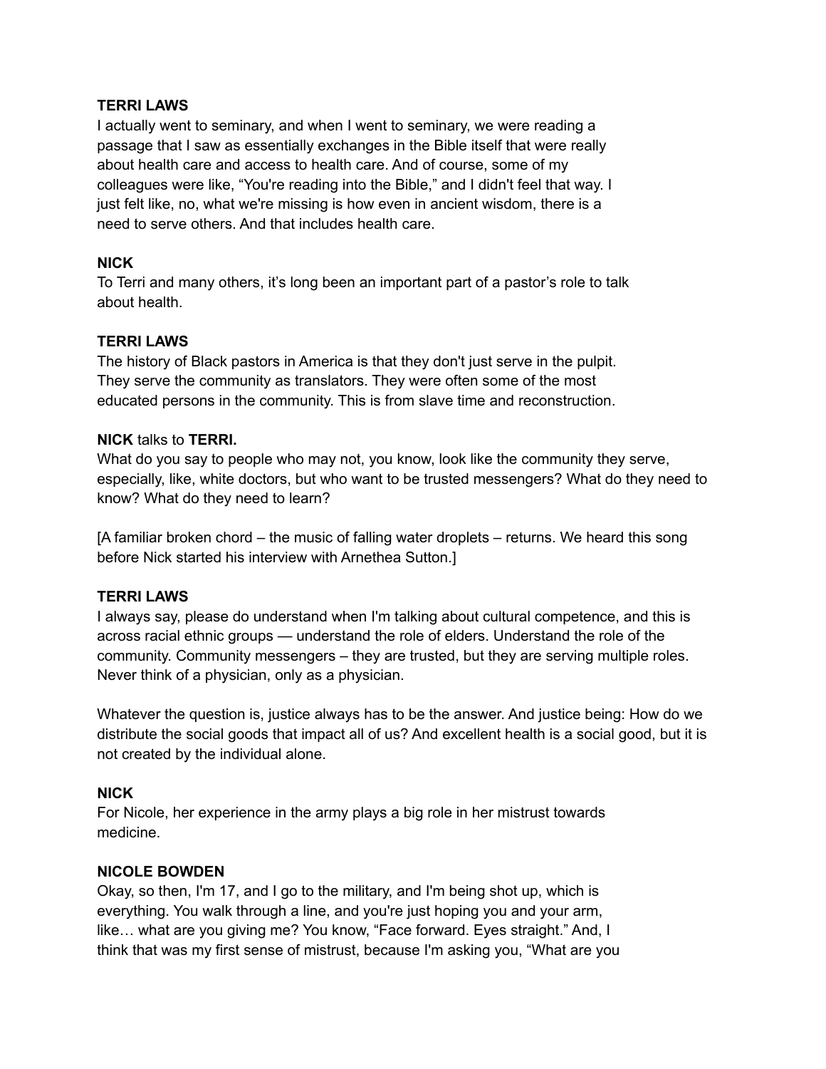**TERRI LAWS**
I actually went to seminary, and when I went to seminary, we were reading a passage that I saw as essentially exchanges in the Bible itself that were really about health care and access to health care. And of course, some of my colleagues were like, "You're reading into the Bible," and I didn't feel that way. I just felt like, no, what we're missing is how even in ancient wisdom, there is a need to serve others. And that includes health care.

**NICK**
To Terri and many others, it's long been an important part of a pastor's role to talk about health.

**TERRI LAWS**
The history of Black pastors in America is that they don't just serve in the pulpit. They serve the community as translators. They were often some of the most educated persons in the community. This is from slave time and reconstruction.

**NICK** talks to **TERRI.**
What do you say to people who may not, you know, look like the community they serve, especially, like, white doctors, but who want to be trusted messengers? What do they need to know? What do they need to learn?

[A familiar broken chord – the music of falling water droplets – returns. We heard this song before Nick started his interview with Arnethea Sutton.]

**TERRI LAWS**
I always say, please do understand when I'm talking about cultural competence, and this is across racial ethnic groups — understand the role of elders. Understand the role of the community. Community messengers – they are trusted, but they are serving multiple roles. Never think of a physician, only as a physician.

Whatever the question is, justice always has to be the answer. And justice being: How do we distribute the social goods that impact all of us? And excellent health is a social good, but it is not created by the individual alone.

**NICK**
For Nicole, her experience in the army plays a big role in her mistrust towards medicine.

**NICOLE BOWDEN**
Okay, so then, I'm 17, and I go to the military, and I'm being shot up, which is everything. You walk through a line, and you're just hoping you and your arm, like… what are you giving me? You know, "Face forward. Eyes straight." And, I think that was my first sense of mistrust, because I'm asking you, "What are you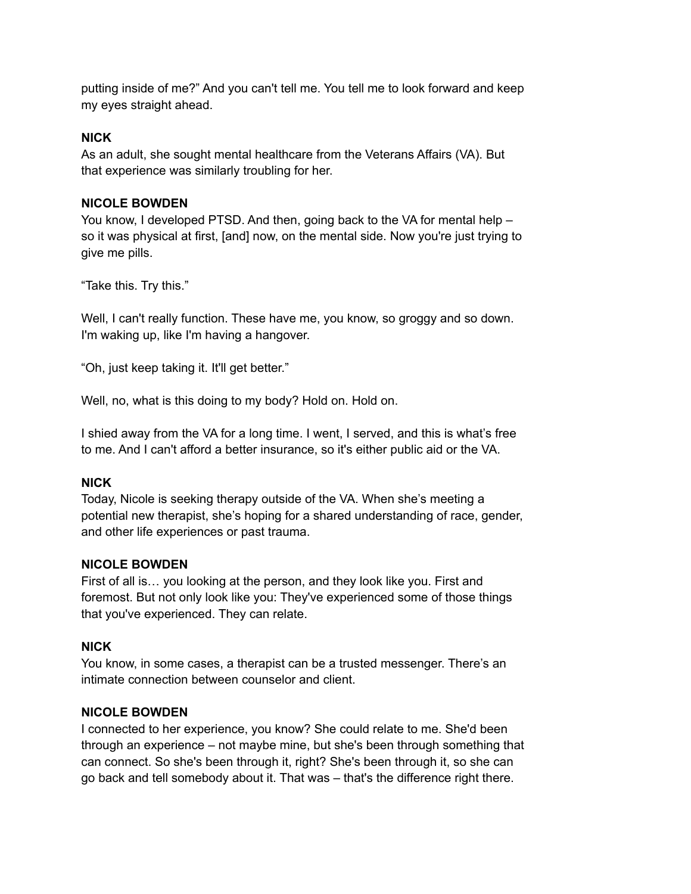putting inside of me?" And you can't tell me. You tell me to look forward and keep my eyes straight ahead.

**NICK**

As an adult, she sought mental healthcare from the Veterans Affairs (VA). But that experience was similarly troubling for her.

**NICOLE BOWDEN**

You know, I developed PTSD. And then, going back to the VA for mental help – so it was physical at first, [and] now, on the mental side. Now you're just trying to give me pills.

"Take this. Try this."

Well, I can't really function. These have me, you know, so groggy and so down. I'm waking up, like I'm having a hangover.

"Oh, just keep taking it. It'll get better."

Well, no, what is this doing to my body? Hold on. Hold on.

I shied away from the VA for a long time. I went, I served, and this is what's free to me. And I can't afford a better insurance, so it's either public aid or the VA.

**NICK**

Today, Nicole is seeking therapy outside of the VA. When she's meeting a potential new therapist, she's hoping for a shared understanding of race, gender, and other life experiences or past trauma.

**NICOLE BOWDEN**

First of all is… you looking at the person, and they look like you. First and foremost. But not only look like you: They've experienced some of those things that you've experienced. They can relate.

**NICK**

You know, in some cases, a therapist can be a trusted messenger. There's an intimate connection between counselor and client.

**NICOLE BOWDEN**

I connected to her experience, you know? She could relate to me. She'd been through an experience – not maybe mine, but she's been through something that can connect. So she's been through it, right? She's been through it, so she can go back and tell somebody about it. That was – that's the difference right there.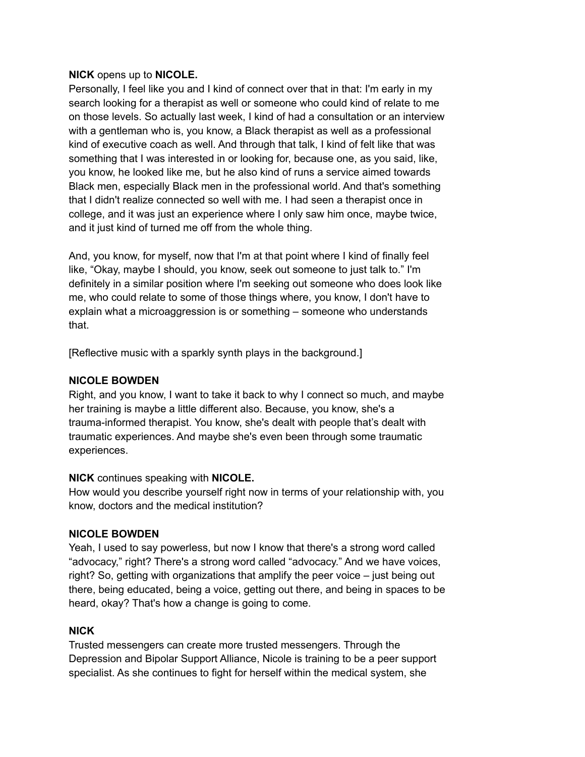**NICK** opens up to **NICOLE.**
Personally, I feel like you and I kind of connect over that in that: I'm early in my search looking for a therapist as well or someone who could kind of relate to me on those levels. So actually last week, I kind of had a consultation or an interview with a gentleman who is, you know, a Black therapist as well as a professional kind of executive coach as well. And through that talk, I kind of felt like that was something that I was interested in or looking for, because one, as you said, like, you know, he looked like me, but he also kind of runs a service aimed towards Black men, especially Black men in the professional world. And that's something that I didn't realize connected so well with me. I had seen a therapist once in college, and it was just an experience where I only saw him once, maybe twice, and it just kind of turned me off from the whole thing.

And, you know, for myself, now that I'm at that point where I kind of finally feel like, "Okay, maybe I should, you know, seek out someone to just talk to." I'm definitely in a similar position where I'm seeking out someone who does look like me, who could relate to some of those things where, you know, I don't have to explain what a microaggression is or something – someone who understands that.

[Reflective music with a sparkly synth plays in the background.]

**NICOLE BOWDEN**
Right, and you know, I want to take it back to why I connect so much, and maybe her training is maybe a little different also. Because, you know, she's a trauma-informed therapist. You know, she's dealt with people that's dealt with traumatic experiences. And maybe she's even been through some traumatic experiences.

**NICK** continues speaking with **NICOLE.**
How would you describe yourself right now in terms of your relationship with, you know, doctors and the medical institution?

**NICOLE BOWDEN**
Yeah, I used to say powerless, but now I know that there's a strong word called "advocacy," right? There's a strong word called "advocacy." And we have voices, right? So, getting with organizations that amplify the peer voice – just being out there, being educated, being a voice, getting out there, and being in spaces to be heard, okay? That's how a change is going to come.

**NICK**
Trusted messengers can create more trusted messengers. Through the Depression and Bipolar Support Alliance, Nicole is training to be a peer support specialist. As she continues to fight for herself within the medical system, she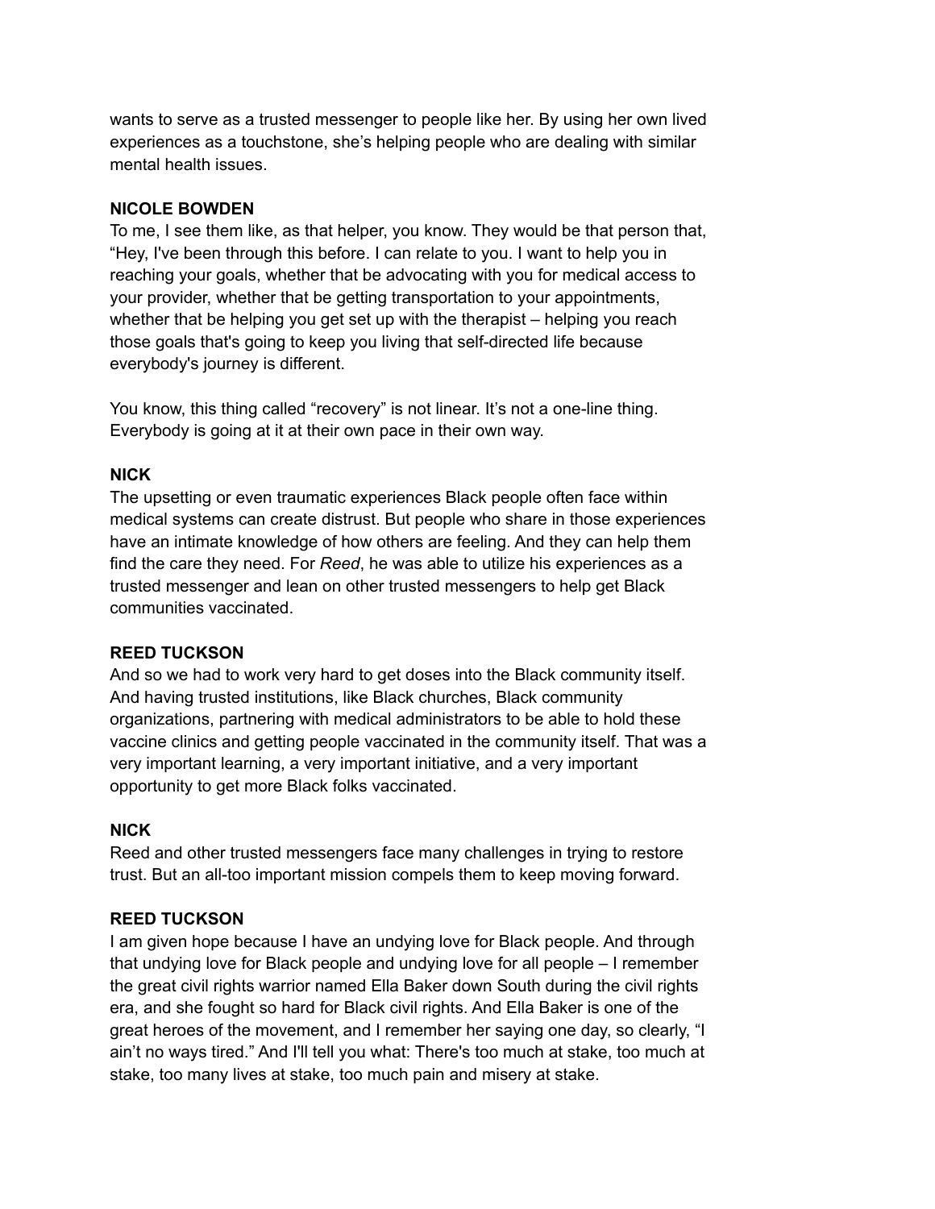wants to serve as a trusted messenger to people like her. By using her own lived experiences as a touchstone, she's helping people who are dealing with similar mental health issues.

**NICOLE BOWDEN**
To me, I see them like, as that helper, you know. They would be that person that, "Hey, I've been through this before. I can relate to you. I want to help you in reaching your goals, whether that be advocating with you for medical access to your provider, whether that be getting transportation to your appointments, whether that be helping you get set up with the therapist – helping you reach those goals that's going to keep you living that self-directed life because everybody's journey is different.

You know, this thing called "recovery" is not linear. It's not a one-line thing. Everybody is going at it at their own pace in their own way.

**NICK**
The upsetting or even traumatic experiences Black people often face within medical systems can create distrust. But people who share in those experiences have an intimate knowledge of how others are feeling. And they can help them find the care they need. For *Reed*, he was able to utilize his experiences as a trusted messenger and lean on other trusted messengers to help get Black communities vaccinated.

**REED TUCKSON**
And so we had to work very hard to get doses into the Black community itself. And having trusted institutions, like Black churches, Black community organizations, partnering with medical administrators to be able to hold these vaccine clinics and getting people vaccinated in the community itself. That was a very important learning, a very important initiative, and a very important opportunity to get more Black folks vaccinated.

**NICK**
Reed and other trusted messengers face many challenges in trying to restore trust. But an all-too important mission compels them to keep moving forward.

**REED TUCKSON**
I am given hope because I have an undying love for Black people. And through that undying love for Black people and undying love for all people – I remember the great civil rights warrior named Ella Baker down South during the civil rights era, and she fought so hard for Black civil rights. And Ella Baker is one of the great heroes of the movement, and I remember her saying one day, so clearly, "I ain't no ways tired." And I'll tell you what: There's too much at stake, too much at stake, too many lives at stake, too much pain and misery at stake.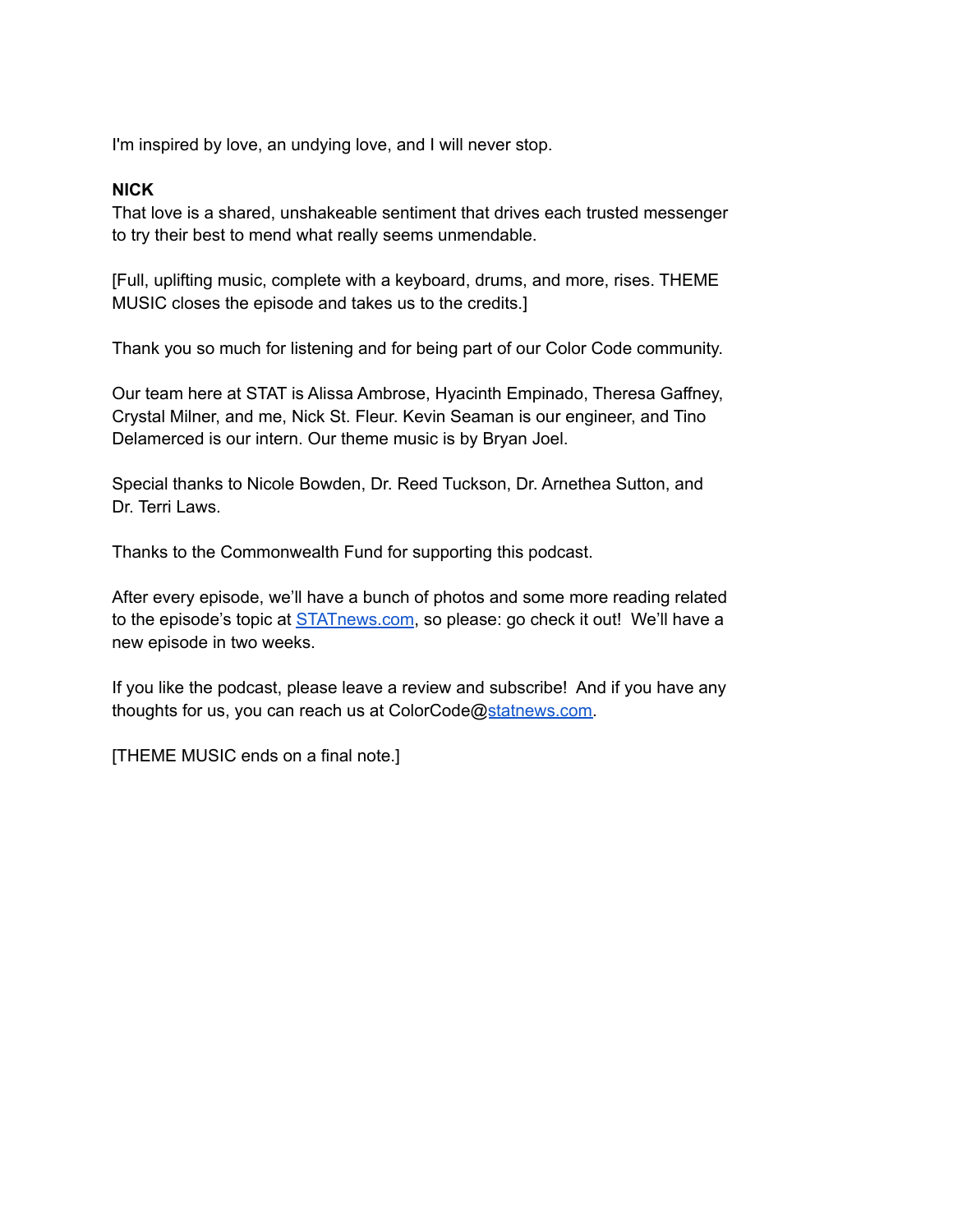I'm inspired by love, an undying love, and I will never stop.

**NICK**
That love is a shared, unshakeable sentiment that drives each trusted messenger to try their best to mend what really seems unmendable.

[Full, uplifting music, complete with a keyboard, drums, and more, rises. THEME MUSIC closes the episode and takes us to the credits.]

Thank you so much for listening and for being part of our Color Code community.

Our team here at STAT is Alissa Ambrose, Hyacinth Empinado, Theresa Gaffney, Crystal Milner, and me, Nick St. Fleur. Kevin Seaman is our engineer, and Tino Delamerced is our intern. Our theme music is by Bryan Joel.

Special thanks to Nicole Bowden, Dr. Reed Tuckson, Dr. Arnethea Sutton, and Dr. Terri Laws.

Thanks to the Commonwealth Fund for supporting this podcast.

After every episode, we'll have a bunch of photos and some more reading related to the episode's topic at [STATnews.com](http://STATnews.com), so please: go check it out! We'll have a new episode in two weeks.

If you like the podcast, please leave a review and subscribe! And if you have any thoughts for us, you can reach us at ColorCode@[statnews.com](http://statnews.com).

[THEME MUSIC ends on a final note.]